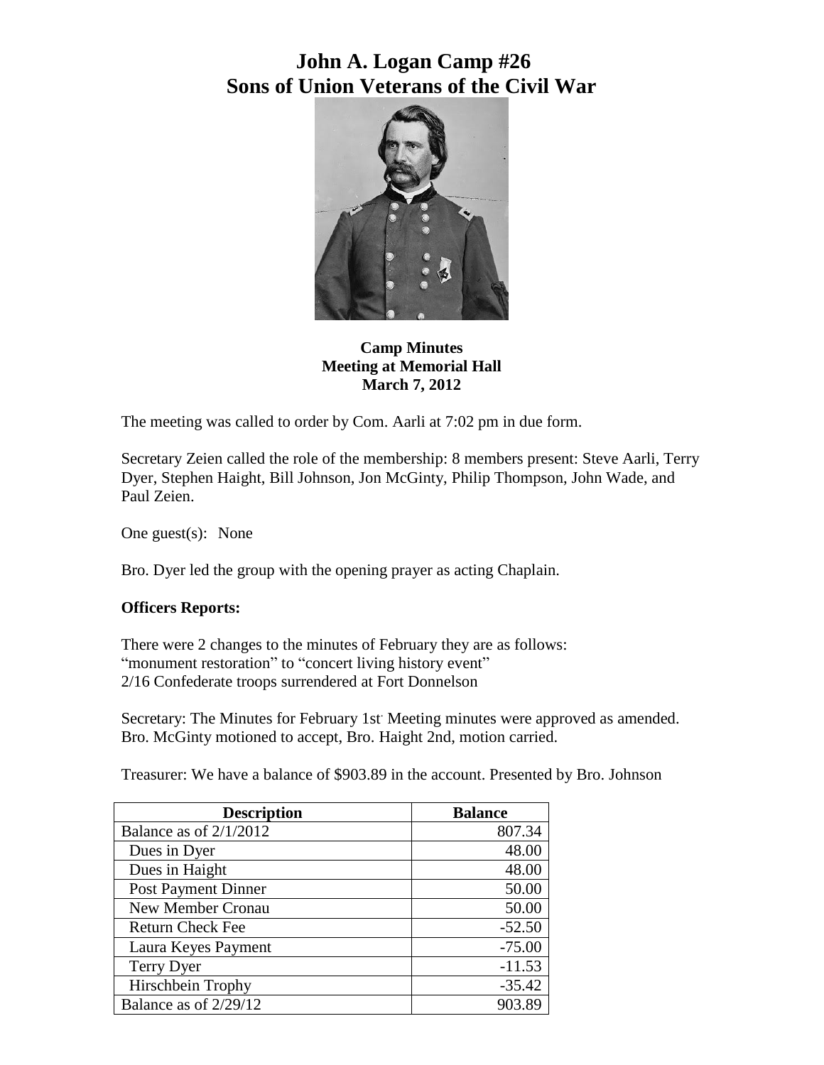# John A. Logan Camp #26
# Sons of Union Veterans of the Civil War

**Camp Minutes**
**Meeting at Memorial Hall**
**March 7, 2012**

The meeting was called to order by Com. Aarli at 7:02 pm in due form.

Secretary Zeien called the role of the membership: 8 members present: Steve Aarli, Terry Dyer, Stephen Haight, Bill Johnson, Jon McGinty, Philip Thompson, John Wade, and Paul Zeien.

One guest(s): None

Bro. Dyer led the group with the opening prayer as acting Chaplain.

**Officers Reports:**

There were 2 changes to the minutes of February they are as follows:
"monument restoration" to "concert living history event"
2/16 Confederate troops surrendered at Fort Donnelson

Secretary: The Minutes for February 1st. Meeting minutes were approved as amended. Bro. McGinty motioned to accept, Bro. Haight 2nd, motion carried.

Treasurer: We have a balance of $903.89 in the account. Presented by Bro. Johnson

| Description | Balance |
|---|---|
| Balance as of 2/1/2012 | 807.34 |
| Dues in Dyer | 48.00 |
| Dues in Haight | 48.00 |
| Post Payment Dinner | 50.00 |
| New Member Cronau | 50.00 |
| Return Check Fee | -52.50 |
| Laura Keyes Payment | -75.00 |
| Terry Dyer | -11.53 |
| Hirschbein Trophy | -35.42 |
| Balance as of 2/29/12 | 903.89 |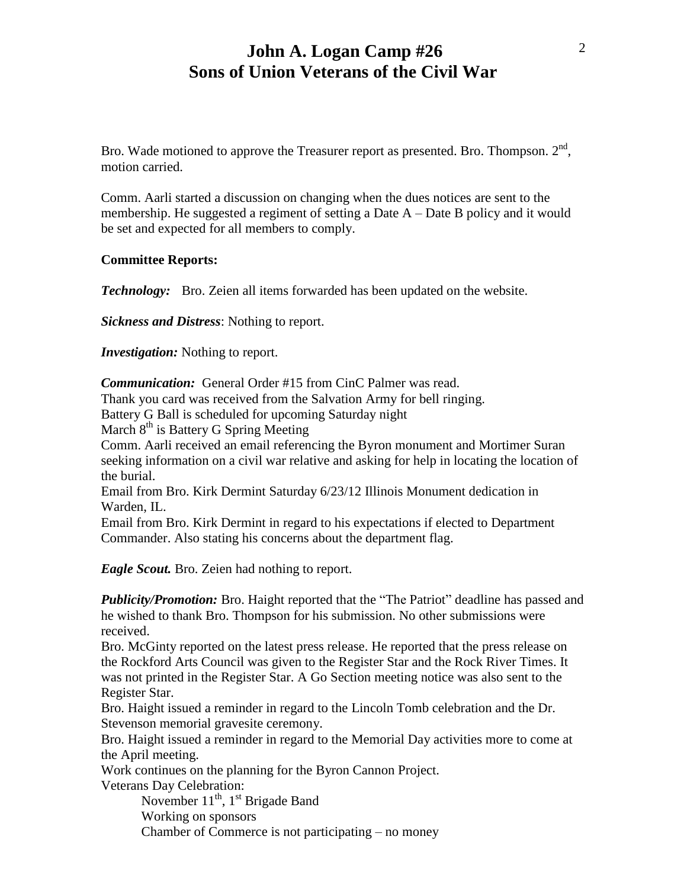# John A. Logan Camp #26
# Sons of Union Veterans of the Civil War

Bro. Wade motioned to approve the Treasurer report as presented. Bro. Thompson. 2nd, motion carried.

Comm. Aarli started a discussion on changing when the dues notices are sent to the membership. He suggested a regiment of setting a Date A – Date B policy and it would be set and expected for all members to comply.

**Committee Reports:**

***Technology:*** Bro. Zeien all items forwarded has been updated on the website.

***Sickness and Distress***: Nothing to report.

***Investigation:*** Nothing to report.

***Communication:*** General Order #15 from CinC Palmer was read.
Thank you card was received from the Salvation Army for bell ringing.
Battery G Ball is scheduled for upcoming Saturday night
March 8th is Battery G Spring Meeting
Comm. Aarli received an email referencing the Byron monument and Mortimer Suran seeking information on a civil war relative and asking for help in locating the location of the burial.
Email from Bro. Kirk Dermint Saturday 6/23/12 Illinois Monument dedication in Warden, IL.
Email from Bro. Kirk Dermint in regard to his expectations if elected to Department Commander. Also stating his concerns about the department flag.

***Eagle Scout.*** Bro. Zeien had nothing to report.

***Publicity/Promotion:*** Bro. Haight reported that the "The Patriot" deadline has passed and he wished to thank Bro. Thompson for his submission. No other submissions were received.
Bro. McGinty reported on the latest press release. He reported that the press release on the Rockford Arts Council was given to the Register Star and the Rock River Times. It was not printed in the Register Star. A Go Section meeting notice was also sent to the Register Star.
Bro. Haight issued a reminder in regard to the Lincoln Tomb celebration and the Dr. Stevenson memorial gravesite ceremony.
Bro. Haight issued a reminder in regard to the Memorial Day activities more to come at the April meeting.
Work continues on the planning for the Byron Cannon Project.
Veterans Day Celebration:

- November 11th, 1st Brigade Band
- Working on sponsors
- Chamber of Commerce is not participating – no money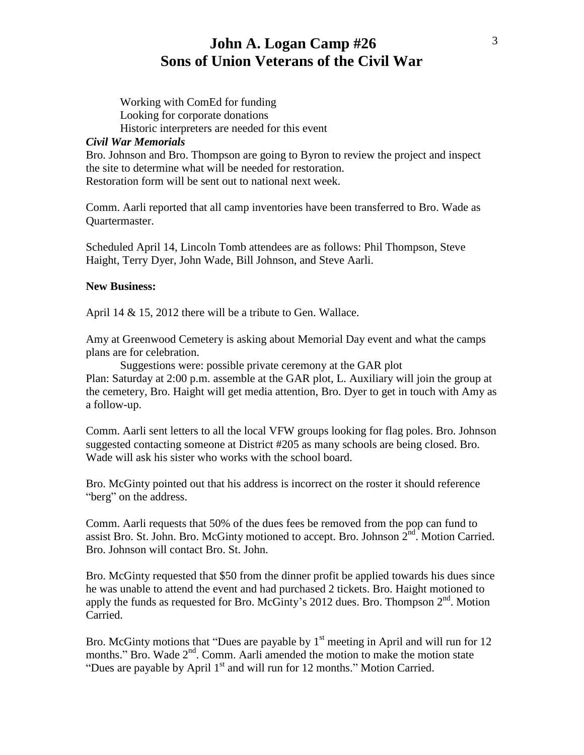Working with ComEd for funding
Looking for corporate donations
Historic interpreters are needed for this event

***Civil War Memorials***

Bro. Johnson and Bro. Thompson are going to Byron to review the project and inspect the site to determine what will be needed for restoration.
Restoration form will be sent out to national next week.

Comm. Aarli reported that all camp inventories have been transferred to Bro. Wade as Quartermaster.

Scheduled April 14, Lincoln Tomb attendees are as follows: Phil Thompson, Steve Haight, Terry Dyer, John Wade, Bill Johnson, and Steve Aarli.

**New Business:**

April 14 & 15, 2012 there will be a tribute to Gen. Wallace.

Amy at Greenwood Cemetery is asking about Memorial Day event and what the camps plans are for celebration.

Suggestions were: possible private ceremony at the GAR plot

Plan: Saturday at 2:00 p.m. assemble at the GAR plot, L. Auxiliary will join the group at the cemetery, Bro. Haight will get media attention, Bro. Dyer to get in touch with Amy as a follow-up.

Comm. Aarli sent letters to all the local VFW groups looking for flag poles. Bro. Johnson suggested contacting someone at District #205 as many schools are being closed. Bro. Wade will ask his sister who works with the school board.

Bro. McGinty pointed out that his address is incorrect on the roster it should reference "berg" on the address.

Comm. Aarli requests that 50% of the dues fees be removed from the pop can fund to assist Bro. St. John. Bro. McGinty motioned to accept. Bro. Johnson 2nd. Motion Carried. Bro. Johnson will contact Bro. St. John.

Bro. McGinty requested that $50 from the dinner profit be applied towards his dues since he was unable to attend the event and had purchased 2 tickets. Bro. Haight motioned to apply the funds as requested for Bro. McGinty's 2012 dues. Bro. Thompson 2nd. Motion Carried.

Bro. McGinty motions that "Dues are payable by 1st meeting in April and will run for 12 months." Bro. Wade 2nd. Comm. Aarli amended the motion to make the motion state "Dues are payable by April 1st and will run for 12 months." Motion Carried.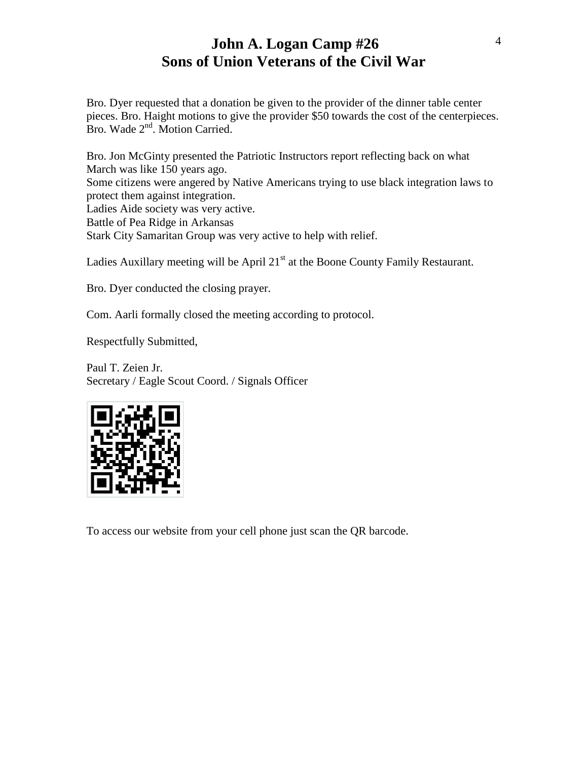Bro. Dyer requested that a donation be given to the provider of the dinner table center pieces. Bro. Haight motions to give the provider $50 towards the cost of the centerpieces. Bro. Wade 2nd. Motion Carried.

Bro. Jon McGinty presented the Patriotic Instructors report reflecting back on what March was like 150 years ago.
Some citizens were angered by Native Americans trying to use black integration laws to protect them against integration.
Ladies Aide society was very active.
Battle of Pea Ridge in Arkansas
Stark City Samaritan Group was very active to help with relief.

Ladies Auxillary meeting will be April 21st at the Boone County Family Restaurant.

Bro. Dyer conducted the closing prayer.

Com. Aarli formally closed the meeting according to protocol.

Respectfully Submitted,

Paul T. Zeien Jr.
Secretary / Eagle Scout Coord. / Signals Officer

To access our website from your cell phone just scan the QR barcode.